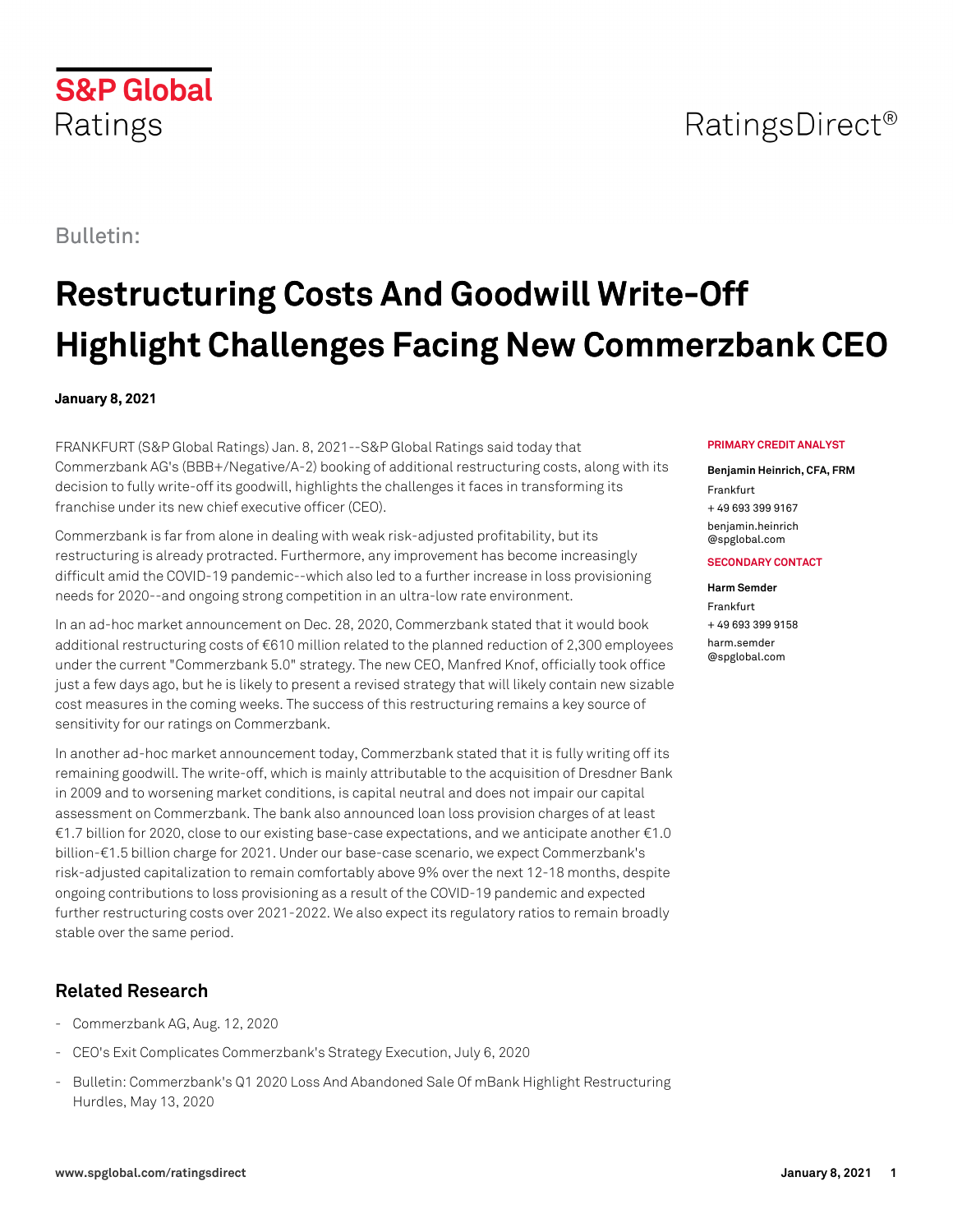S&P Global Ratings

RatingsDirect®

Bulletin:

# Restructuring Costs And Goodwill Write-Off Highlight Challenges Facing New Commerzbank CEO

**January 8, 2021**

**PRIMARY CREDIT ANALYST**

**Benjamin Heinrich, CFA, FRM**
Frankfurt
+ 49 693 399 9167
benjamin.heinrich@spglobal.com

**SECONDARY CONTACT**

**Harm Semder**
Frankfurt
+ 49 693 399 9158
harm.semder@spglobal.com

FRANKFURT (S&P Global Ratings) Jan. 8, 2021--S&P Global Ratings said today that Commerzbank AG's (BBB+/Negative/A-2) booking of additional restructuring costs, along with its decision to fully write-off its goodwill, highlights the challenges it faces in transforming its franchise under its new chief executive officer (CEO).

Commerzbank is far from alone in dealing with weak risk-adjusted profitability, but its restructuring is already protracted. Furthermore, any improvement has become increasingly difficult amid the COVID-19 pandemic--which also led to a further increase in loss provisioning needs for 2020--and ongoing strong competition in an ultra-low rate environment.

In an ad-hoc market announcement on Dec. 28, 2020, Commerzbank stated that it would book additional restructuring costs of €610 million related to the planned reduction of 2,300 employees under the current "Commerzbank 5.0" strategy. The new CEO, Manfred Knof, officially took office just a few days ago, but he is likely to present a revised strategy that will likely contain new sizable cost measures in the coming weeks. The success of this restructuring remains a key source of sensitivity for our ratings on Commerzbank.

In another ad-hoc market announcement today, Commerzbank stated that it is fully writing off its remaining goodwill. The write-off, which is mainly attributable to the acquisition of Dresdner Bank in 2009 and to worsening market conditions, is capital neutral and does not impair our capital assessment on Commerzbank. The bank also announced loan loss provision charges of at least €1.7 billion for 2020, close to our existing base-case expectations, and we anticipate another €1.0 billion-€1.5 billion charge for 2021. Under our base-case scenario, we expect Commerzbank's risk-adjusted capitalization to remain comfortably above 9% over the next 12-18 months, despite ongoing contributions to loss provisioning as a result of the COVID-19 pandemic and expected further restructuring costs over 2021-2022. We also expect its regulatory ratios to remain broadly stable over the same period.

## Related Research

- Commerzbank AG, Aug. 12, 2020
- CEO's Exit Complicates Commerzbank's Strategy Execution, July 6, 2020
- Bulletin: Commerzbank's Q1 2020 Loss And Abandoned Sale Of mBank Highlight Restructuring Hurdles, May 13, 2020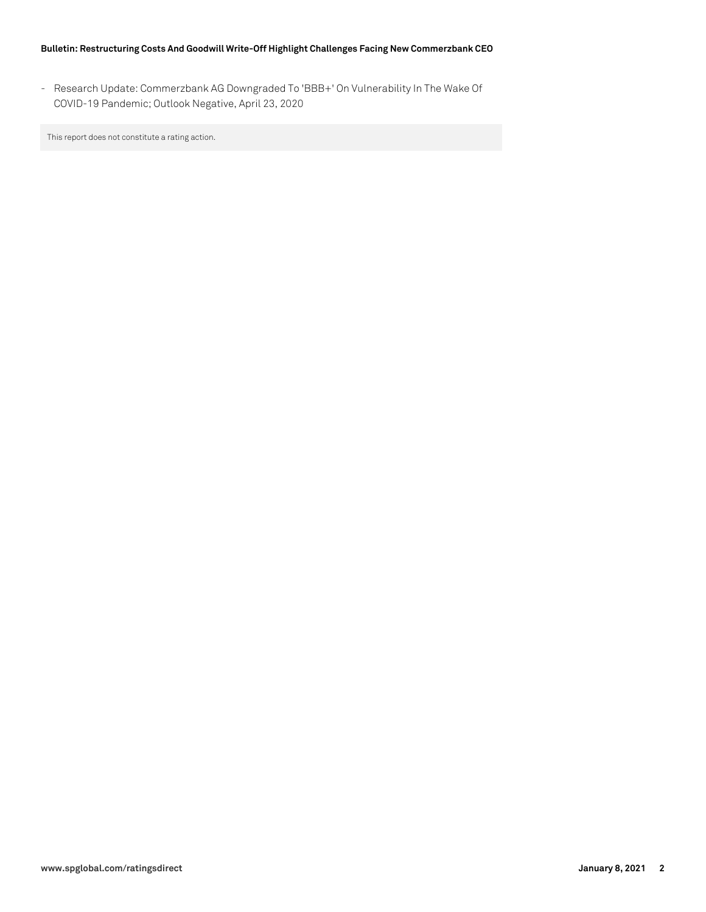- Research Update: Commerzbank AG Downgraded To 'BBB+' On Vulnerability In The Wake Of COVID-19 Pandemic; Outlook Negative, April 23, 2020

This report does not constitute a rating action.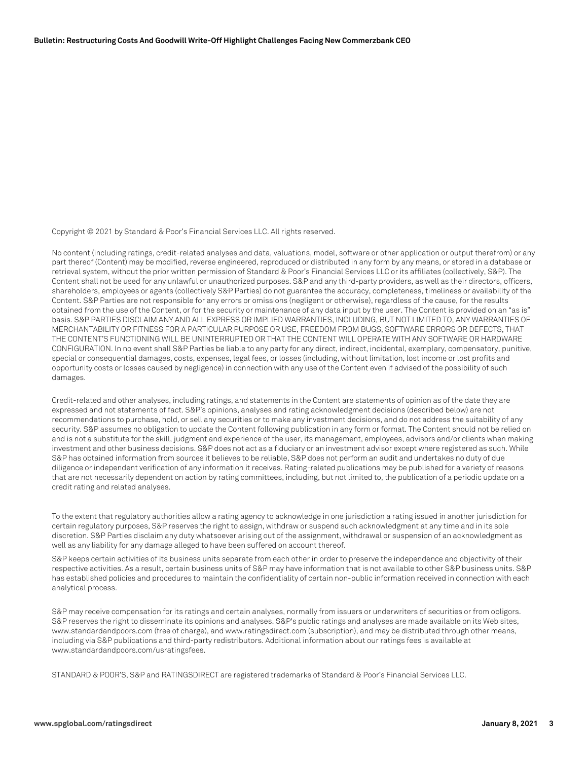Copyright © 2021 by Standard & Poor's Financial Services LLC. All rights reserved.

No content (including ratings, credit-related analyses and data, valuations, model, software or other application or output therefrom) or any part thereof (Content) may be modified, reverse engineered, reproduced or distributed in any form by any means, or stored in a database or retrieval system, without the prior written permission of Standard & Poor's Financial Services LLC or its affiliates (collectively, S&P). The Content shall not be used for any unlawful or unauthorized purposes. S&P and any third-party providers, as well as their directors, officers, shareholders, employees or agents (collectively S&P Parties) do not guarantee the accuracy, completeness, timeliness or availability of the Content. S&P Parties are not responsible for any errors or omissions (negligent or otherwise), regardless of the cause, for the results obtained from the use of the Content, or for the security or maintenance of any data input by the user. The Content is provided on an "as is" basis. S&P PARTIES DISCLAIM ANY AND ALL EXPRESS OR IMPLIED WARRANTIES, INCLUDING, BUT NOT LIMITED TO, ANY WARRANTIES OF MERCHANTABILITY OR FITNESS FOR A PARTICULAR PURPOSE OR USE, FREEDOM FROM BUGS, SOFTWARE ERRORS OR DEFECTS, THAT THE CONTENT'S FUNCTIONING WILL BE UNINTERRUPTED OR THAT THE CONTENT WILL OPERATE WITH ANY SOFTWARE OR HARDWARE CONFIGURATION. In no event shall S&P Parties be liable to any party for any direct, indirect, incidental, exemplary, compensatory, punitive, special or consequential damages, costs, expenses, legal fees, or losses (including, without limitation, lost income or lost profits and opportunity costs or losses caused by negligence) in connection with any use of the Content even if advised of the possibility of such damages.

Credit-related and other analyses, including ratings, and statements in the Content are statements of opinion as of the date they are expressed and not statements of fact. S&P's opinions, analyses and rating acknowledgment decisions (described below) are not recommendations to purchase, hold, or sell any securities or to make any investment decisions, and do not address the suitability of any security. S&P assumes no obligation to update the Content following publication in any form or format. The Content should not be relied on and is not a substitute for the skill, judgment and experience of the user, its management, employees, advisors and/or clients when making investment and other business decisions. S&P does not act as a fiduciary or an investment advisor except where registered as such. While S&P has obtained information from sources it believes to be reliable, S&P does not perform an audit and undertakes no duty of due diligence or independent verification of any information it receives. Rating-related publications may be published for a variety of reasons that are not necessarily dependent on action by rating committees, including, but not limited to, the publication of a periodic update on a credit rating and related analyses.

To the extent that regulatory authorities allow a rating agency to acknowledge in one jurisdiction a rating issued in another jurisdiction for certain regulatory purposes, S&P reserves the right to assign, withdraw or suspend such acknowledgment at any time and in its sole discretion. S&P Parties disclaim any duty whatsoever arising out of the assignment, withdrawal or suspension of an acknowledgment as well as any liability for any damage alleged to have been suffered on account thereof.

S&P keeps certain activities of its business units separate from each other in order to preserve the independence and objectivity of their respective activities. As a result, certain business units of S&P may have information that is not available to other S&P business units. S&P has established policies and procedures to maintain the confidentiality of certain non-public information received in connection with each analytical process.

S&P may receive compensation for its ratings and certain analyses, normally from issuers or underwriters of securities or from obligors. S&P reserves the right to disseminate its opinions and analyses. S&P's public ratings and analyses are made available on its Web sites, www.standardandpoors.com (free of charge), and www.ratingsdirect.com (subscription), and may be distributed through other means, including via S&P publications and third-party redistributors. Additional information about our ratings fees is available at www.standardandpoors.com/usratingsfees.

STANDARD & POOR'S, S&P and RATINGSDIRECT are registered trademarks of Standard & Poor's Financial Services LLC.